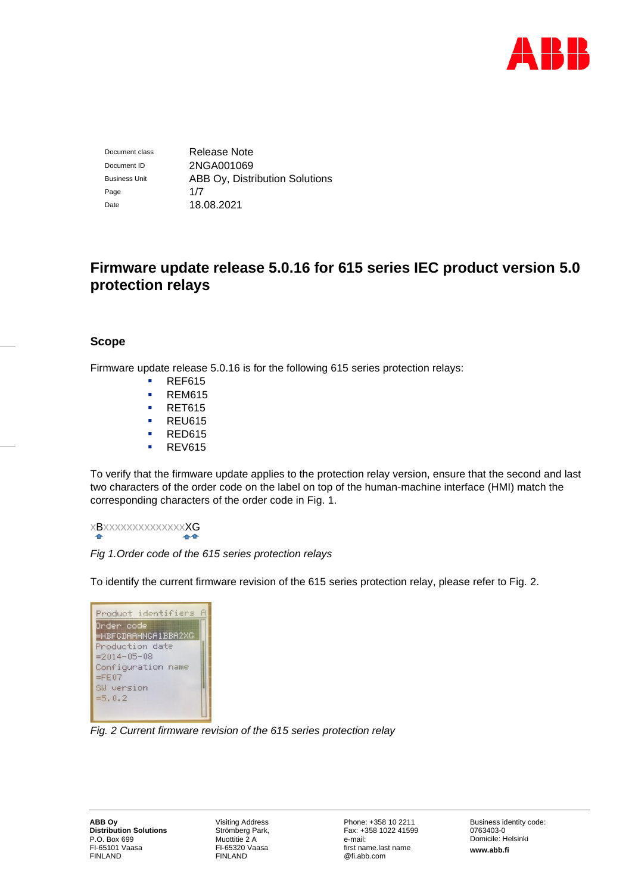| Document class | Release Note |
|---|---|
| Document ID | 2NGA001069 |
| Business Unit | ABB Oy, Distribution Solutions |
| Page | 1/7 |
| Date | 18.08.2021 |

# Firmware update release 5.0.16 for 615 series IEC product version 5.0 protection relays

## Scope

Firmware update release 5.0.16 is for the following 615 series protection relays:

- REF615
- REM615
- RET615
- REU615
- RED615
- REV615

To verify that the firmware update applies to the protection relay version, ensure that the second and last two characters of the order code on the label on top of the human-machine interface (HMI) match the corresponding characters of the order code in Fig. 1.

xBxxxxxxxxxxxxxxXG

*Fig 1.Order code of the 615 series protection relays*

To identify the current firmware revision of the 615 series protection relay, please refer to Fig. 2.

```
Product identifiers
Order code
=HBFCDAAHNCA1BBA2XG
Production date
=2014-05-08
Configuration name
=FE07
SW version
=5.0.2
```

*Fig. 2 Current firmware revision of the 615 series protection relay*

**ABB Oy**
**Distribution Solutions**
P.O. Box 699
FI-65101 Vaasa
FINLAND

Visiting Address
Strömberg Park,
Muottitie 2 A
FI-65320 Vaasa
FINLAND

Phone: +358 10 2211
Fax: +358 1022 41599
e-mail:
first name.last name
@fi.abb.com

Business identity code:
0763403-0
Domicile: Helsinki
**www.abb.fi**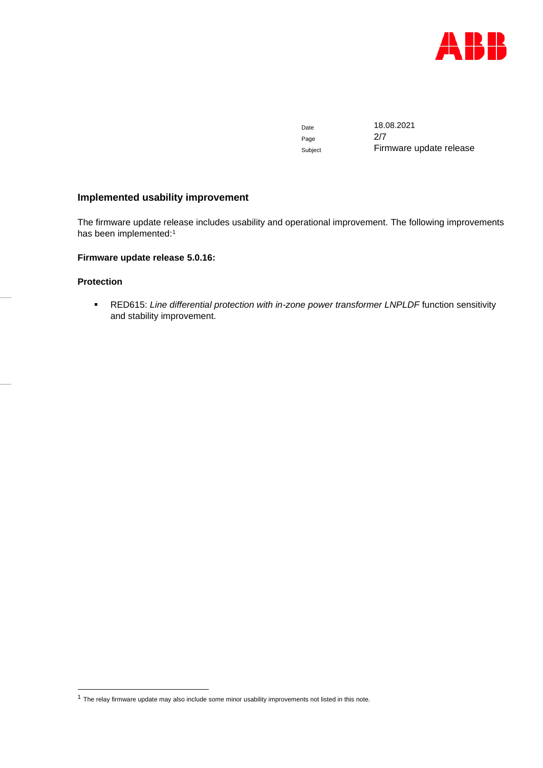## Implemented usability improvement

The firmware update release includes usability and operational improvement. The following improvements has been implemented:[1]

### Firmware update release 5.0.16:

#### Protection

- RED615: *Line differential protection with in-zone power transformer LNPLDF* function sensitivity and stability improvement.

[1] The relay firmware update may also include some minor usability improvements not listed in this note.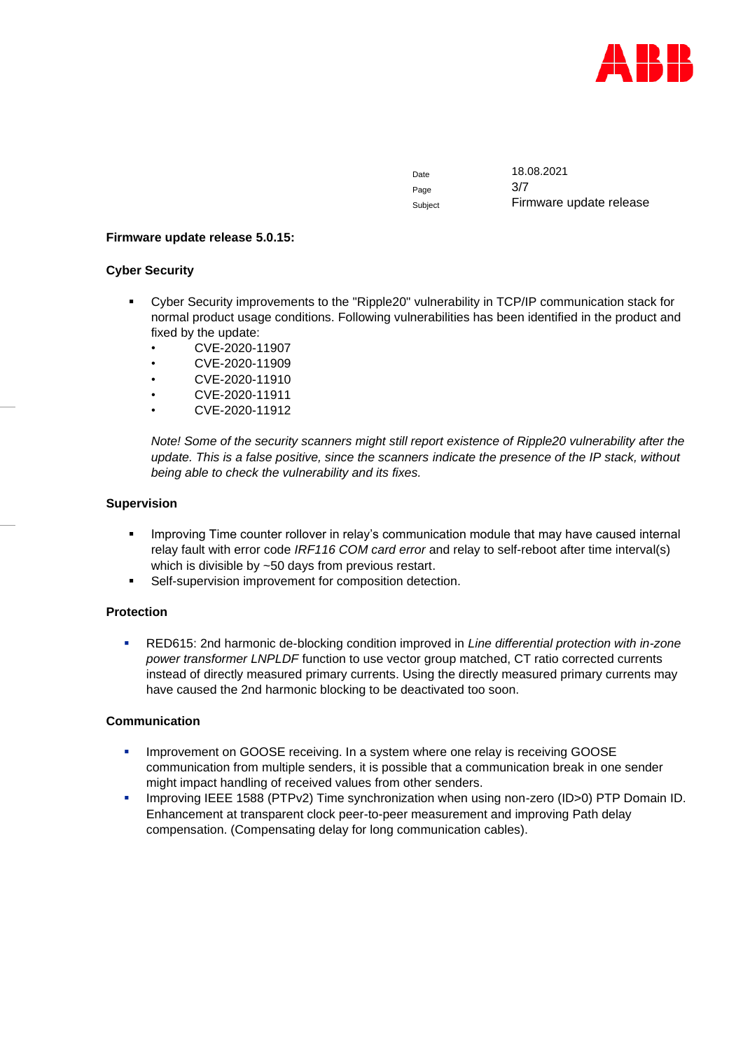**Firmware update release 5.0.15:**

**Cyber Security**

- Cyber Security improvements to the "Ripple20" vulnerability in TCP/IP communication stack for normal product usage conditions. Following vulnerabilities has been identified in the product and fixed by the update:
    - CVE-2020-11907
    - CVE-2020-11909
    - CVE-2020-11910
    - CVE-2020-11911
    - CVE-2020-11912

  *Note! Some of the security scanners might still report existence of Ripple20 vulnerability after the update. This is a false positive, since the scanners indicate the presence of the IP stack, without being able to check the vulnerability and its fixes.*

**Supervision**

- Improving Time counter rollover in relay's communication module that may have caused internal relay fault with error code *IRF116 COM card error* and relay to self-reboot after time interval(s) which is divisible by ~50 days from previous restart.
- Self-supervision improvement for composition detection.

**Protection**

- RED615: 2nd harmonic de-blocking condition improved in *Line differential protection with in-zone power transformer LNPLDF* function to use vector group matched, CT ratio corrected currents instead of directly measured primary currents. Using the directly measured primary currents may have caused the 2nd harmonic blocking to be deactivated too soon.

**Communication**

- Improvement on GOOSE receiving. In a system where one relay is receiving GOOSE communication from multiple senders, it is possible that a communication break in one sender might impact handling of received values from other senders.
- Improving IEEE 1588 (PTPv2) Time synchronization when using non-zero (ID>0) PTP Domain ID. Enhancement at transparent clock peer-to-peer measurement and improving Path delay compensation. (Compensating delay for long communication cables).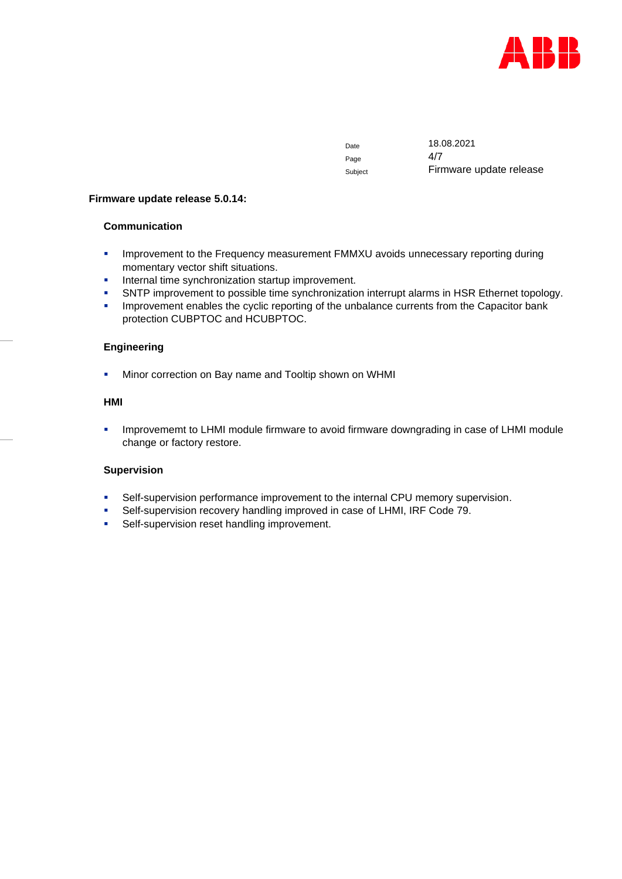## Firmware update release 5.0.14:

### Communication

- Improvement to the Frequency measurement FMMXU avoids unnecessary reporting during momentary vector shift situations.
- Internal time synchronization startup improvement.
- SNTP improvement to possible time synchronization interrupt alarms in HSR Ethernet topology.
- Improvement enables the cyclic reporting of the unbalance currents from the Capacitor bank protection CUBPTOC and HCUBPTOC.

### Engineering

- Minor correction on Bay name and Tooltip shown on WHMI

### HMI

- Improvememt to LHMI module firmware to avoid firmware downgrading in case of LHMI module change or factory restore.

### Supervision

- Self-supervision performance improvement to the internal CPU memory supervision.
- Self-supervision recovery handling improved in case of LHMI, IRF Code 79.
- Self-supervision reset handling improvement.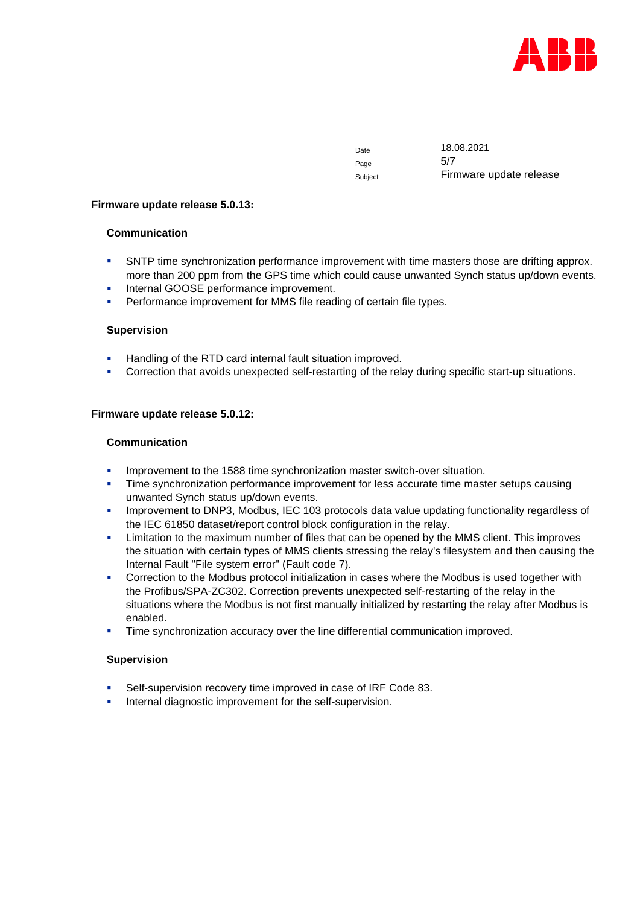## Firmware update release 5.0.13:

### Communication

- SNTP time synchronization performance improvement with time masters those are drifting approx. more than 200 ppm from the GPS time which could cause unwanted Synch status up/down events.
- Internal GOOSE performance improvement.
- Performance improvement for MMS file reading of certain file types.

### Supervision

- Handling of the RTD card internal fault situation improved.
- Correction that avoids unexpected self-restarting of the relay during specific start-up situations.

## Firmware update release 5.0.12:

### Communication

- Improvement to the 1588 time synchronization master switch-over situation.
- Time synchronization performance improvement for less accurate time master setups causing unwanted Synch status up/down events.
- Improvement to DNP3, Modbus, IEC 103 protocols data value updating functionality regardless of the IEC 61850 dataset/report control block configuration in the relay.
- Limitation to the maximum number of files that can be opened by the MMS client. This improves the situation with certain types of MMS clients stressing the relay's filesystem and then causing the Internal Fault "File system error" (Fault code 7).
- Correction to the Modbus protocol initialization in cases where the Modbus is used together with the Profibus/SPA-ZC302. Correction prevents unexpected self-restarting of the relay in the situations where the Modbus is not first manually initialized by restarting the relay after Modbus is enabled.
- Time synchronization accuracy over the line differential communication improved.

### Supervision

- Self-supervision recovery time improved in case of IRF Code 83.
- Internal diagnostic improvement for the self-supervision.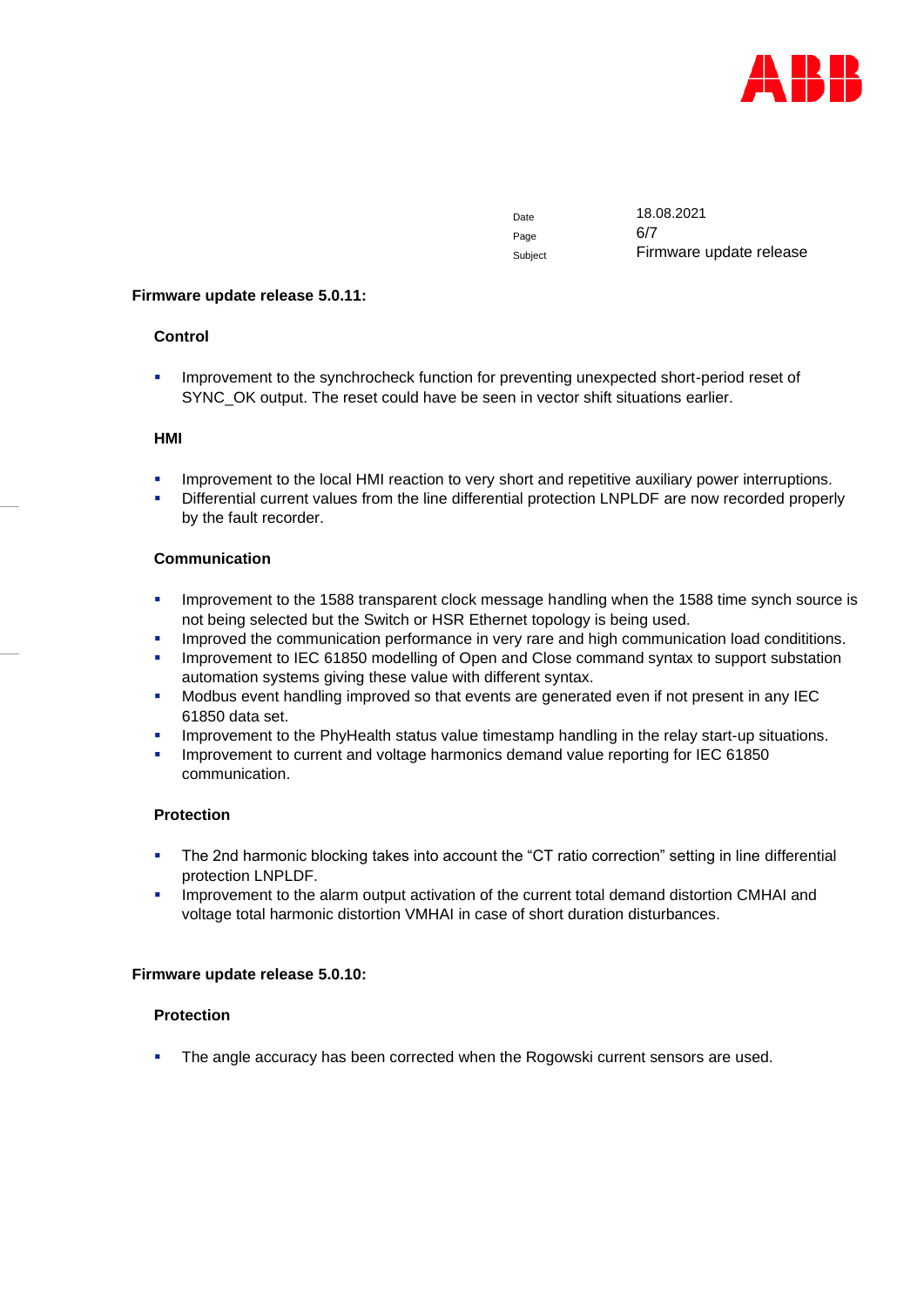**Firmware update release 5.0.11:**

### Control

- Improvement to the synchrocheck function for preventing unexpected short-period reset of SYNC_OK output. The reset could have be seen in vector shift situations earlier.

### HMI

- Improvement to the local HMI reaction to very short and repetitive auxiliary power interruptions.
- Differential current values from the line differential protection LNPLDF are now recorded properly by the fault recorder.

### Communication

- Improvement to the 1588 transparent clock message handling when the 1588 time synch source is not being selected but the Switch or HSR Ethernet topology is being used.
- Improved the communication performance in very rare and high communication load condititions.
- Improvement to IEC 61850 modelling of Open and Close command syntax to support substation automation systems giving these value with different syntax.
- Modbus event handling improved so that events are generated even if not present in any IEC 61850 data set.
- Improvement to the PhyHealth status value timestamp handling in the relay start-up situations.
- Improvement to current and voltage harmonics demand value reporting for IEC 61850 communication.

### Protection

- The 2nd harmonic blocking takes into account the “CT ratio correction” setting in line differential protection LNPLDF.
- Improvement to the alarm output activation of the current total demand distortion CMHAI and voltage total harmonic distortion VMHAI in case of short duration disturbances.

**Firmware update release 5.0.10:**

### Protection

- The angle accuracy has been corrected when the Rogowski current sensors are used.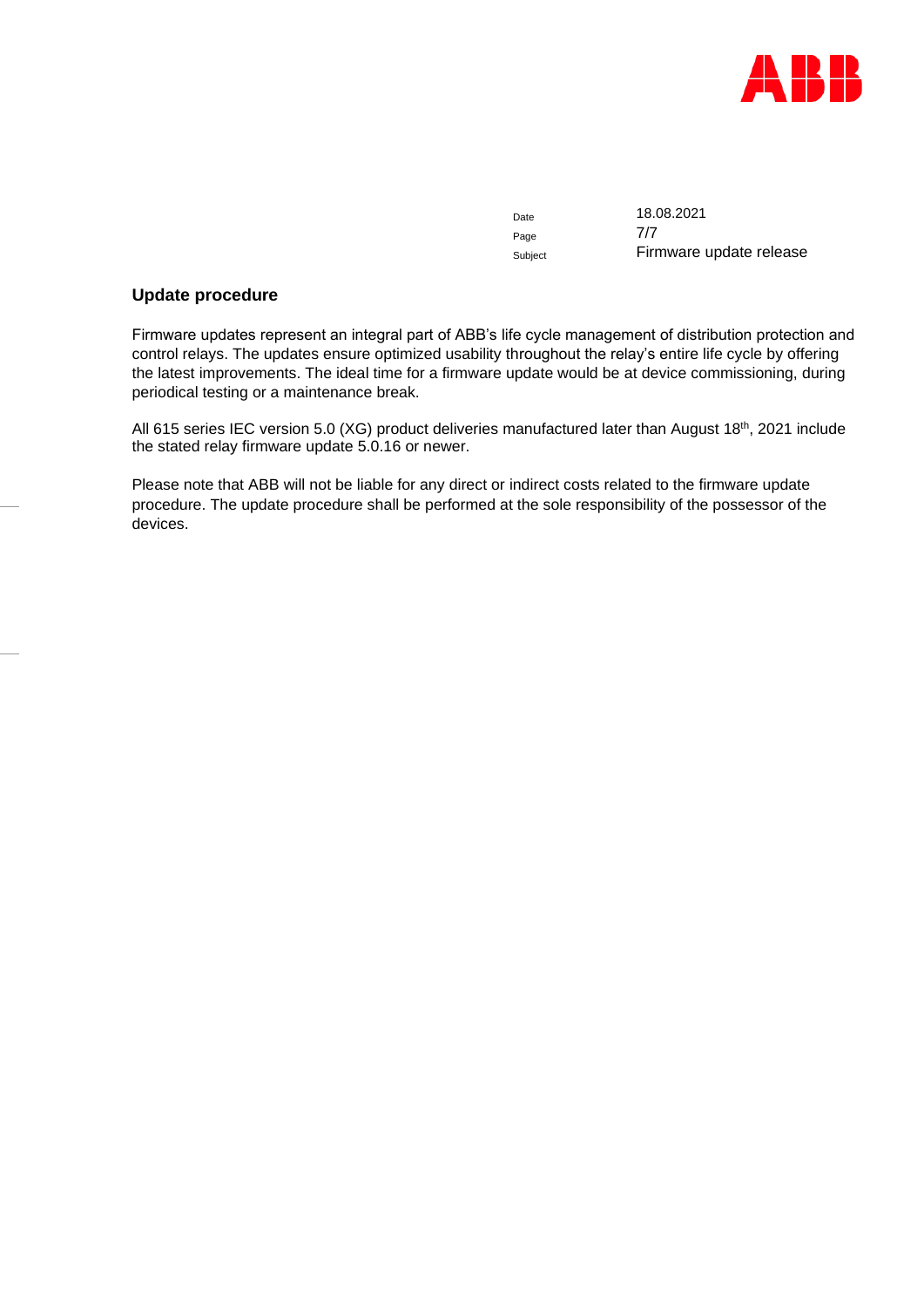## Update procedure

Firmware updates represent an integral part of ABB's life cycle management of distribution protection and control relays. The updates ensure optimized usability throughout the relay's entire life cycle by offering the latest improvements. The ideal time for a firmware update would be at device commissioning, during periodical testing or a maintenance break.

All 615 series IEC version 5.0 (XG) product deliveries manufactured later than August 18th, 2021 include the stated relay firmware update 5.0.16 or newer.

Please note that ABB will not be liable for any direct or indirect costs related to the firmware update procedure. The update procedure shall be performed at the sole responsibility of the possessor of the devices.